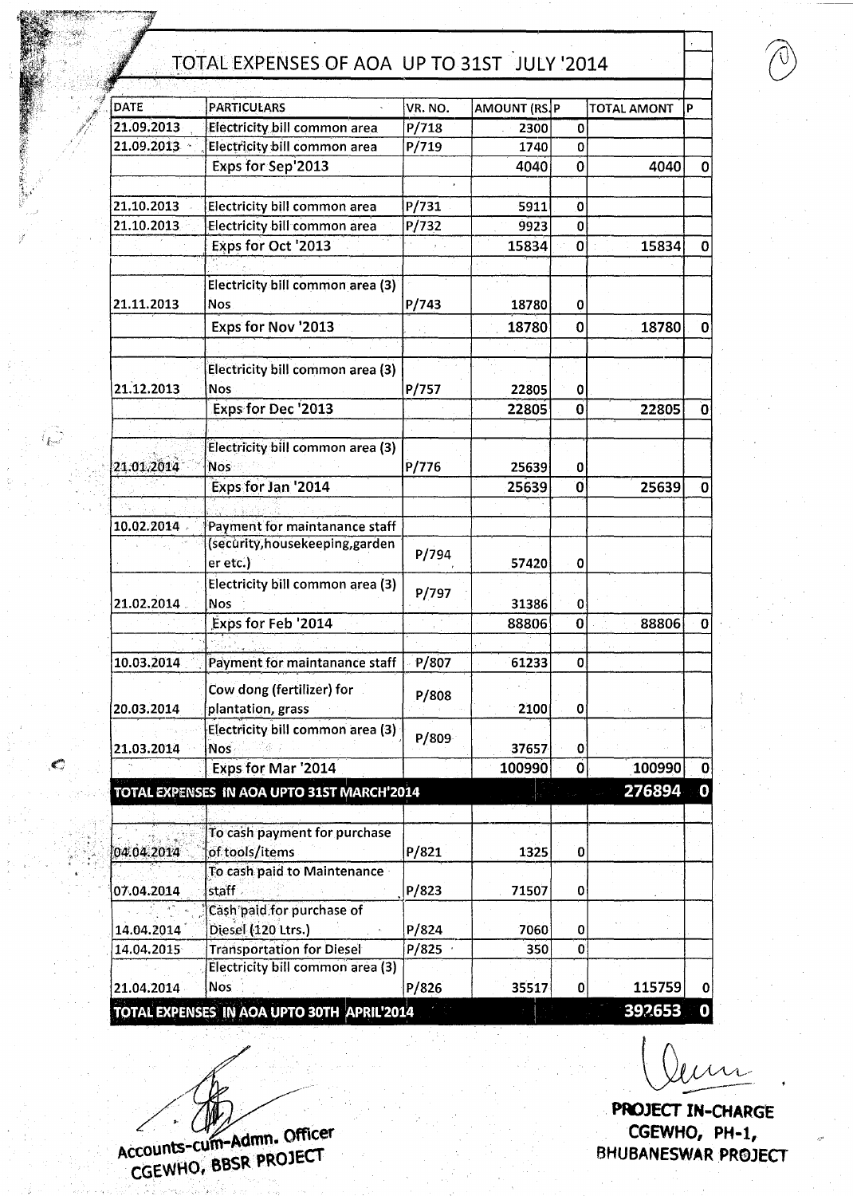# TOTAL EXPENSES OF AOA UP TO 31ST JULY '2014

| DATE | PARTICULARS | VR. NO. | AMOUNT (RS. | P | TOTAL AMONT | P |
|---|---|---|---|---|---|---|
| 21.09.2013 | Electricity bill common area | P/718 | 2300 | 0 | | |
| 21.09.2013 | Electricity bill common area | P/719 | 1740 | 0 | | |
| | Exps for Sep'2013 | | 4040 | 0 | 4040 | 0 |
| | | | | | | |
| 21.10.2013 | Electricity bill common area | P/731 | 5911 | 0 | | |
| 21.10.2013 | Electricity bill common area | P/732 | 9923 | 0 | | |
| | Exps for Oct '2013 | | 15834 | 0 | 15834 | 0 |
| | | | | | | |
| 21.11.2013 | Electricity bill common area (3) Nos | P/743 | 18780 | 0 | | |
| | Exps for Nov '2013 | | 18780 | 0 | 18780 | 0 |
| | | | | | | |
| 21.12.2013 | Electricity bill common area (3) Nos | P/757 | 22805 | 0 | | |
| | Exps for Dec '2013 | | 22805 | 0 | 22805 | 0 |
| | | | | | | |
| 21.01.2014 | Electricity bill common area (3) Nos | P/776 | 25639 | 0 | | |
| | Exps for Jan '2014 | | 25639 | 0 | 25639 | 0 |
| | | | | | | |
| 10.02.2014 | Payment for maintanance staff (security,housekeeping,garden er etc.) | P/794 | 57420 | 0 | | |
| 21.02.2014 | Electricity bill common area (3) Nos | P/797 | 31386 | 0 | | |
| | Exps for Feb '2014 | | 88806 | 0 | 88806 | 0 |
| | | | | | | |
| 10.03.2014 | Payment for maintanance staff | P/807 | 61233 | 0 | | |
| 20.03.2014 | Cow dong (fertilizer) for plantation, grass | P/808 | 2100 | 0 | | |
| 21.03.2014 | Electricity bill common area (3) Nos | P/809 | 37657 | 0 | | |
| | Exps for Mar '2014 | | 100990 | 0 | 100990 | 0 |
| **TOTAL EXPENSES IN AOA UPTO 31ST MARCH'2014** | | | | | **276894** | **0** |
| | | | | | | |
| 04.04.2014 | To cash payment for purchase of tools/items | P/821 | 1325 | 0 | | |
| 07.04.2014 | To cash paid to Maintenance staff | P/823 | 71507 | 0 | | |
| 14.04.2014 | Cash paid for purchase of Diesel (120 Ltrs.) | P/824 | 7060 | 0 | | |
| 14.04.2015 | Transportation for Diesel | P/825 | 350 | 0 | | |
| 21.04.2014 | Electricity bill common area (3) Nos | P/826 | 35517 | 0 | 115759 | 0 |
| **TOTAL EXPENSES IN AOA UPTO 30TH APRIL'2014** | | | | | **392653** | **0** |

Accounts-cum-Admn. Officer
CGEWHO, BBSR PROJECT

PROJECT IN-CHARGE
CGEWHO, PH-1,
BHUBANESWAR PROJECT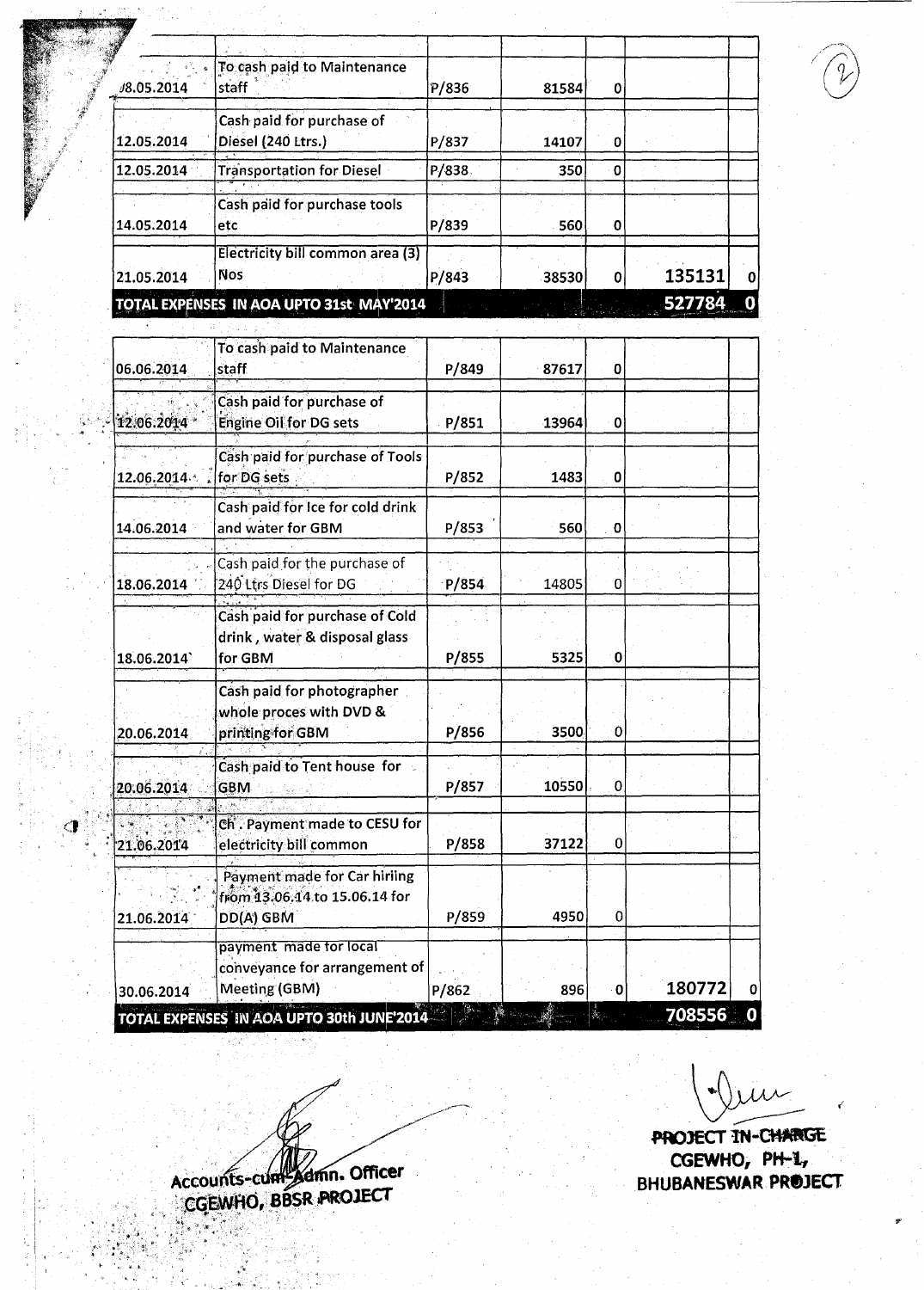| | | | | | | |
|---|---|---|---|---|---|---|
| 08.05.2014 | To cash paid to Maintenance staff | P/836 | 81584 | 0 | | |
| 12.05.2014 | Cash paid for purchase of Diesel (240 Ltrs.) | P/837 | 14107 | 0 | | |
| 12.05.2014 | Transportation for Diesel | P/838 | 350 | 0 | | |
| 14.05.2014 | Cash paid for purchase tools etc | P/839 | 560 | 0 | | |
| 21.05.2014 | Electricity bill common area (3) Nos | P/843 | 38530 | 0 | 135131 | 0 |
| **TOTAL EXPENSES IN AOA UPTO 31st MAY'2014** | | | | | **527784** | **0** |

| | | | | | | |
|---|---|---|---|---|---|---|
| 06.06.2014 | To cash paid to Maintenance staff | P/849 | 87617 | 0 | | |
| 12.06.2014 | Cash paid for purchase of Engine Oil for DG sets | P/851 | 13964 | 0 | | |
| 12.06.2014 | Cash paid for purchase of Tools for DG sets | P/852 | 1483 | 0 | | |
| 14.06.2014 | Cash paid for Ice for cold drink and water for GBM | P/853 | 560 | 0 | | |
| 18.06.2014 | Cash paid for the purchase of 240 Ltrs Diesel for DG | P/854 | 14805 | 0 | | |
| 18.06.2014 | Cash paid for purchase of Cold drink, water & disposal glass for GBM | P/855 | 5325 | 0 | | |
| 20.06.2014 | Cash paid for photographer whole proces with DVD & printing for GBM | P/856 | 3500 | 0 | | |
| 20.06.2014 | Cash paid to Tent house for GBM | P/857 | 10550 | 0 | | |
| 21.06.2014 | Ch. Payment made to CESU for electricity bill common | P/858 | 37122 | 0 | | |
| 21.06.2014 | Payment made for Car hiring from 13.06.14 to 15.06.14 for DD(A) GBM | P/859 | 4950 | 0 | | |
| 30.06.2014 | payment made for local conveyance for arrangement of Meeting (GBM) | P/862 | 896 | 0 | 180772 | 0 |
| **TOTAL EXPENSES IN AOA UPTO 30th JUNE'2014** | | | | | **708556** | **0** |

Accounts-cum-Admn. Officer
CGEWHO, BBSR PROJECT

PROJECT IN-CHARGE
CGEWHO, PH-1,
BHUBANESWAR PROJECT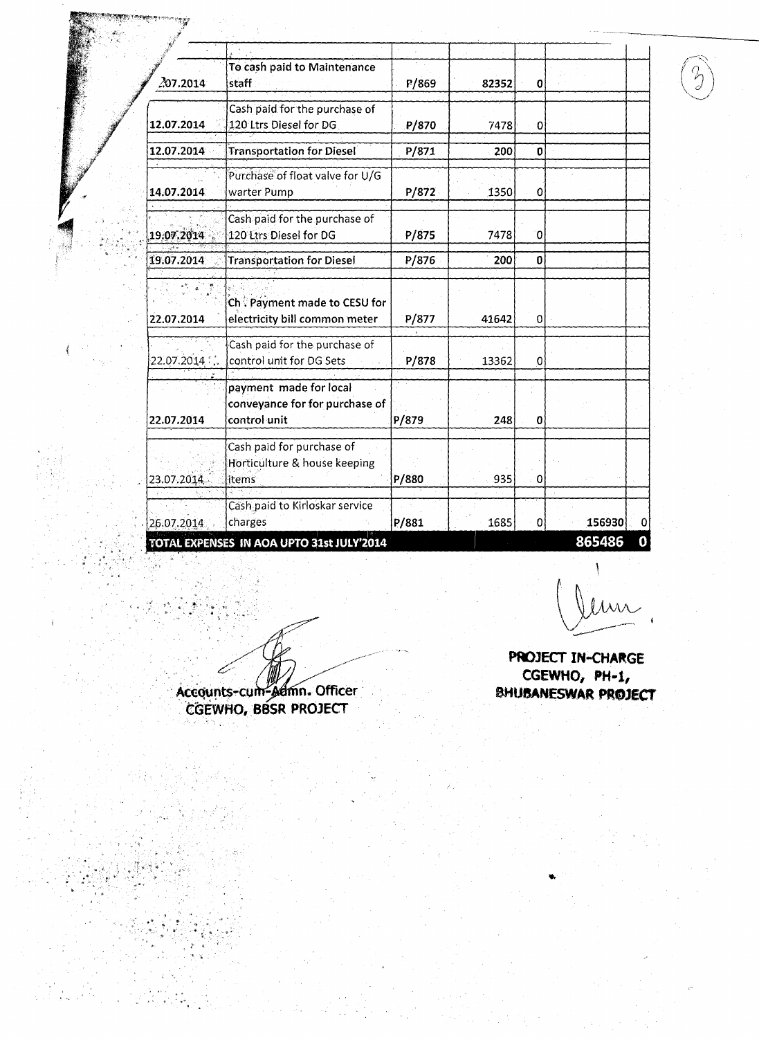| | | | | | | |
|---|---|---|---|---|---|---|
| ?07.2014 | To cash paid to Maintenance staff | P/869 | 82352 | 0 | | |
| 12.07.2014 | Cash paid for the purchase of 120 Ltrs Diesel for DG | P/870 | 7478 | 0 | | |
| 12.07.2014 | Transportation for Diesel | P/871 | 200 | 0 | | |
| 14.07.2014 | Purchase of float valve for U/G warter Pump | P/872 | 1350 | 0 | | |
| 19.07.2014 | Cash paid for the purchase of 120 Ltrs Diesel for DG | P/875 | 7478 | 0 | | |
| 19.07.2014 | Transportation for Diesel | P/876 | 200 | 0 | | |
| 22.07.2014 | Ch. Payment made to CESU for electricity bill common meter | P/877 | 41642 | 0 | | |
| 22.07.2014 | Cash paid for the purchase of control unit for DG Sets | P/878 | 13362 | 0 | | |
| 22.07.2014 | payment made for local conveyance for for purchase of control unit | P/879 | 248 | 0 | | |
| 23.07.2014 | Cash paid for purchase of Horticulture & house keeping items | P/880 | 935 | 0 | | |
| 26.07.2014 | Cash paid to Kirloskar service charges | P/881 | 1685 | 0 | 156930 | 0 |
| **TOTAL EXPENSES IN AOA UPTO 31st JULY'2014** | | | | | **865486** | **0** |

Accounts-cum-Admn. Officer
CGEWHO, BBSR PROJECT

**PROJECT IN-CHARGE**
**CGEWHO, PH-1,**
**BHUBANESWAR PROJECT**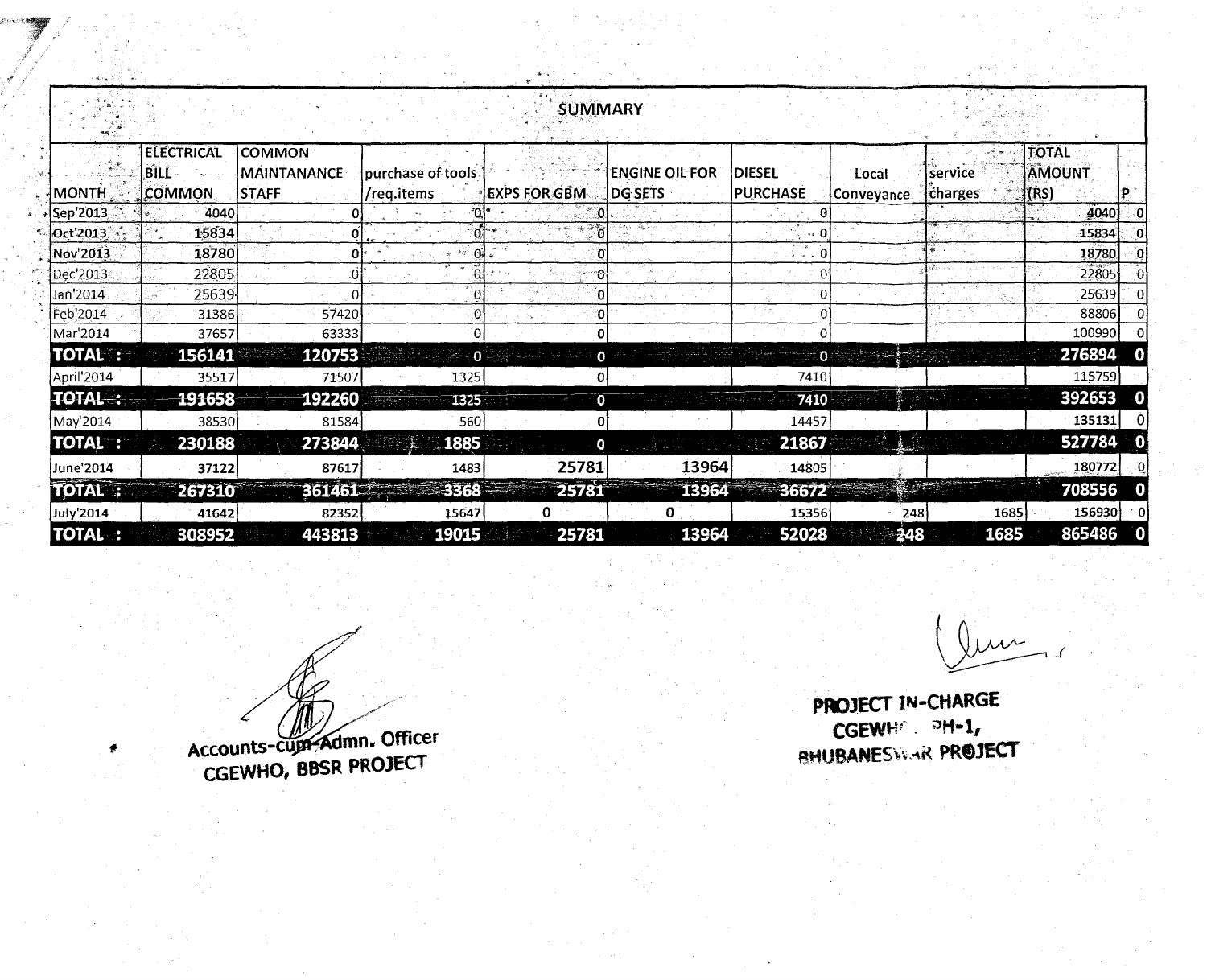| SUMMARY | | | | | | | | | | |
|---|---|---|---|---|---|---|---|---|---|---|
| MONTH | ELECTRICAL BILL COMMON | COMMON MAINTANANCE STAFF | purchase of tools /req.items | EXPS FOR GBM | ENGINE OIL FOR DG SETS | DIESEL PURCHASE | Local Conveyance | service charges | TOTAL AMOUNT (RS) | P |
| Sep'2013 | 4040 | 0 | 0 | 0 | | 0 | | | 4040 | 0 |
| Oct'2013 | 15834 | 0 | 0 | 0 | | 0 | | | 15834 | 0 |
| Nov'2013 | 18780 | 0 | 0 | 0 | | 0 | | | 18780 | 0 |
| Dec'2013 | 22805 | 0 | 0 | 0 | | 0 | | | 22805 | 0 |
| Jan'2014 | 25639 | 0 | 0 | 0 | | 0 | | | 25639 | 0 |
| Feb'2014 | 31386 | 57420 | 0 | 0 | | 0 | | | 88806 | 0 |
| Mar'2014 | 37657 | 63333 | 0 | 0 | | 0 | | | 100990 | 0 |
| **TOTAL :** | **156141** | **120753** | **0** | **0** | | **0** | | | **276894** | **0** |
| April'2014 | 35517 | 71507 | 1325 | 0 | | 7410 | | | 115759 | |
| **TOTAL :** | **191658** | **192260** | **1325** | **0** | | **7410** | | | **392653** | **0** |
| May'2014 | 38530 | 81584 | 560 | 0 | | 14457 | | | 135131 | 0 |
| **TOTAL :** | **230188** | **273844** | **1885** | **0** | | **21867** | | | **527784** | **0** |
| June'2014 | 37122 | 87617 | 1483 | 25781 | 13964 | 14805 | | | 180772 | 0 |
| **TOTAL :** | **267310** | **361461** | **3368** | **25781** | **13964** | **36672** | | | **708556** | **0** |
| July'2014 | 41642 | 82352 | 15647 | 0 | 0 | 15356 | 248 | 1685 | 156930 | 0 |
| **TOTAL :** | **308952** | **443813** | **19015** | **25781** | **13964** | **52028** | **248** | **1685** | **865486** | **0** |

Accounts-cum-Admn. Officer
CGEWHO, BBSR PROJECT

PROJECT IN-CHARGE
CGEWHO PH-1,
BHUBANESWAR PROJECT